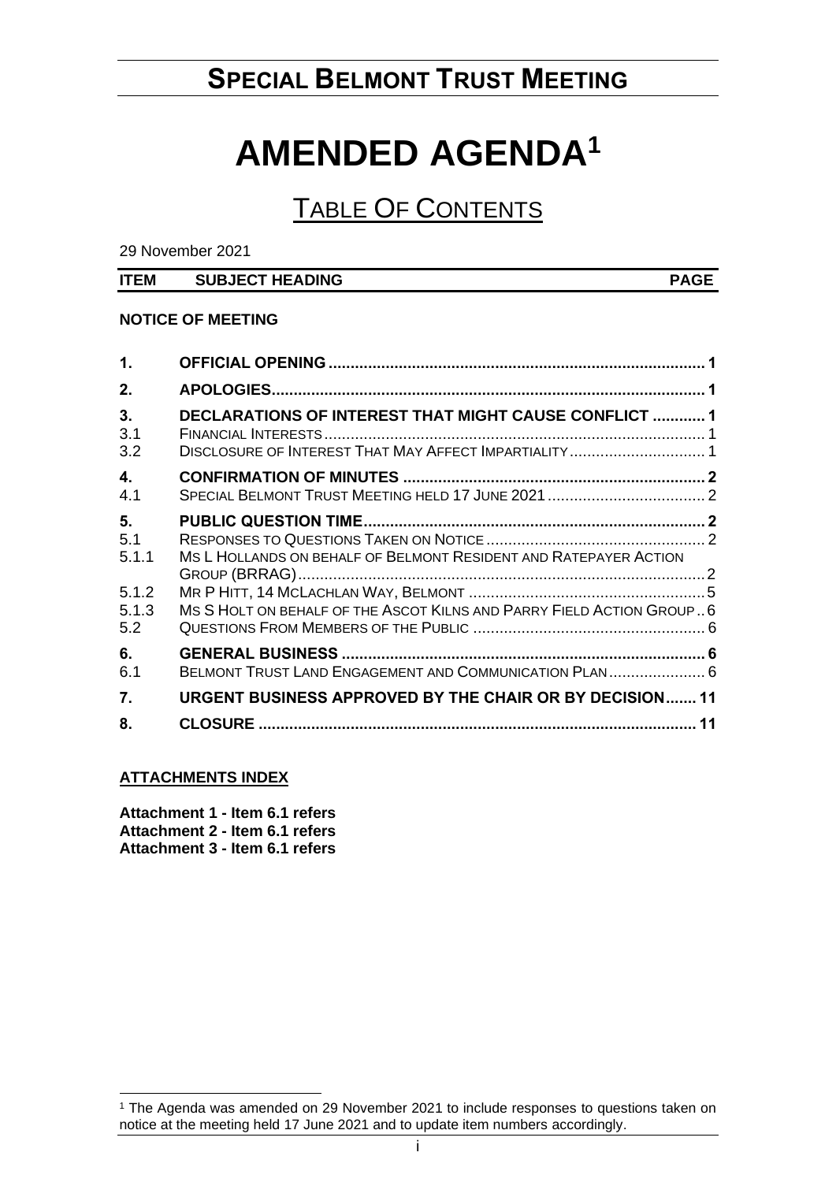# SPECIAL BELMONT TRUST MEETING

# AMENDED AGENDA[1]

## TABLE OF CONTENTS

29 November 2021

| ITEM | SUBJECT HEADING | PAGE |
|---|---|---|
| | **NOTICE OF MEETING** | |
| **1.** | **OFFICIAL OPENING** | **1** |
| **2.** | **APOLOGIES** | **1** |
| **3.** | **DECLARATIONS OF INTEREST THAT MIGHT CAUSE CONFLICT** | **1** |
| 3.1 | FINANCIAL INTERESTS | 1 |
| 3.2 | DISCLOSURE OF INTEREST THAT MAY AFFECT IMPARTIALITY | 1 |
| **4.** | **CONFIRMATION OF MINUTES** | **2** |
| 4.1 | SPECIAL BELMONT TRUST MEETING HELD 17 JUNE 2021 | 2 |
| **5.** | **PUBLIC QUESTION TIME** | **2** |
| 5.1 | RESPONSES TO QUESTIONS TAKEN ON NOTICE | 2 |
| 5.1.1 | MS L HOLLANDS ON BEHALF OF BELMONT RESIDENT AND RATEPAYER ACTION GROUP (BRRAG) | 2 |
| 5.1.2 | MR P HITT, 14 MCLACHLAN WAY, BELMONT | 5 |
| 5.1.3 | MS S HOLT ON BEHALF OF THE ASCOT KILNS AND PARRY FIELD ACTION GROUP | 6 |
| 5.2 | QUESTIONS FROM MEMBERS OF THE PUBLIC | 6 |
| **6.** | **GENERAL BUSINESS** | **6** |
| 6.1 | BELMONT TRUST LAND ENGAGEMENT AND COMMUNICATION PLAN | 6 |
| **7.** | **URGENT BUSINESS APPROVED BY THE CHAIR OR BY DECISION** | **11** |
| **8.** | **CLOSURE** | **11** |

**ATTACHMENTS INDEX**

**Attachment 1 - Item 6.1 refers**
**Attachment 2 - Item 6.1 refers**
**Attachment 3 - Item 6.1 refers**

[1] The Agenda was amended on 29 November 2021 to include responses to questions taken on notice at the meeting held 17 June 2021 and to update item numbers accordingly.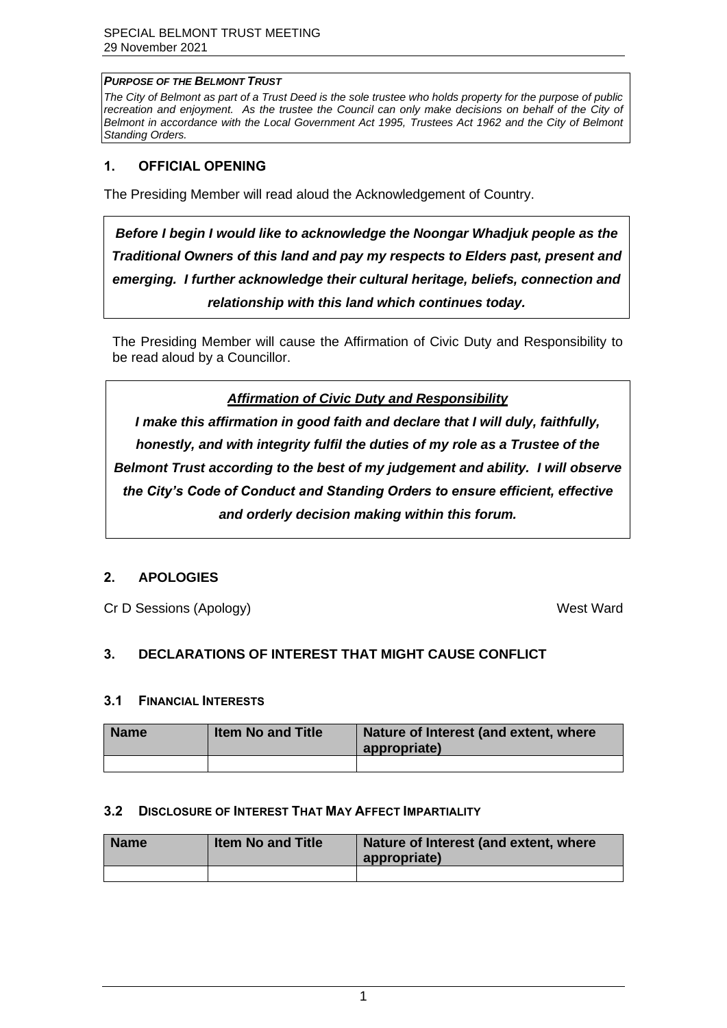***Purpose of the Belmont Trust***

*The City of Belmont as part of a Trust Deed is the sole trustee who holds property for the purpose of public recreation and enjoyment. As the trustee the Council can only make decisions on behalf of the City of Belmont in accordance with the Local Government Act 1995, Trustees Act 1962 and the City of Belmont Standing Orders.*

## 1. OFFICIAL OPENING

The Presiding Member will read aloud the Acknowledgement of Country.

***Before I begin I would like to acknowledge the Noongar Whadjuk people as the Traditional Owners of this land and pay my respects to Elders past, present and emerging. I further acknowledge their cultural heritage, beliefs, connection and relationship with this land which continues today.***

The Presiding Member will cause the Affirmation of Civic Duty and Responsibility to be read aloud by a Councillor.

***Affirmation of Civic Duty and Responsibility***

***I make this affirmation in good faith and declare that I will duly, faithfully, honestly, and with integrity fulfil the duties of my role as a Trustee of the Belmont Trust according to the best of my judgement and ability. I will observe the City's Code of Conduct and Standing Orders to ensure efficient, effective and orderly decision making within this forum.***

## 2. APOLOGIES

Cr D Sessions (Apology) West Ward

## 3. DECLARATIONS OF INTEREST THAT MIGHT CAUSE CONFLICT

### 3.1 Financial Interests

| Name | Item No and Title | Nature of Interest (and extent, where appropriate) |
| --- | --- | --- |
| | | |

### 3.2 Disclosure of Interest That May Affect Impartiality

| Name | Item No and Title | Nature of Interest (and extent, where appropriate) |
| --- | --- | --- |
| | | |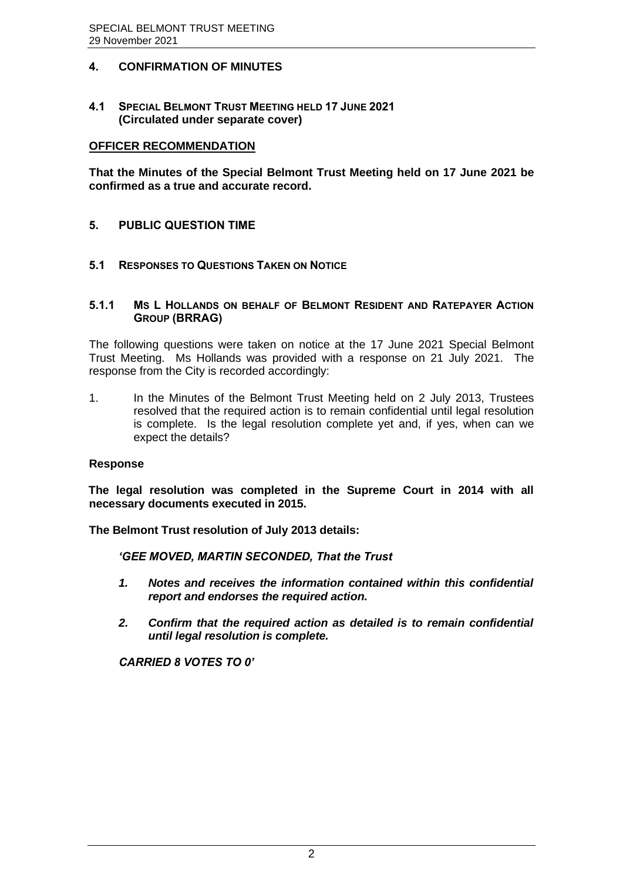## 4. CONFIRMATION OF MINUTES

### 4.1 SPECIAL BELMONT TRUST MEETING HELD 17 JUNE 2021 (Circulated under separate cover)

**OFFICER RECOMMENDATION**

**That the Minutes of the Special Belmont Trust Meeting held on 17 June 2021 be confirmed as a true and accurate record.**

## 5. PUBLIC QUESTION TIME

### 5.1 RESPONSES TO QUESTIONS TAKEN ON NOTICE

#### 5.1.1 MS L HOLLANDS ON BEHALF OF BELMONT RESIDENT AND RATEPAYER ACTION GROUP (BRRAG)

The following questions were taken on notice at the 17 June 2021 Special Belmont Trust Meeting. Ms Hollands was provided with a response on 21 July 2021. The response from the City is recorded accordingly:

1. In the Minutes of the Belmont Trust Meeting held on 2 July 2013, Trustees resolved that the required action is to remain confidential until legal resolution is complete. Is the legal resolution complete yet and, if yes, when can we expect the details?

**Response**

**The legal resolution was completed in the Supreme Court in 2014 with all necessary documents executed in 2015.**

**The Belmont Trust resolution of July 2013 details:**

***'GEE MOVED, MARTIN SECONDED, That the Trust***

1. ***Notes and receives the information contained within this confidential report and endorses the required action.***
2. ***Confirm that the required action as detailed is to remain confidential until legal resolution is complete.***

***CARRIED 8 VOTES TO 0'***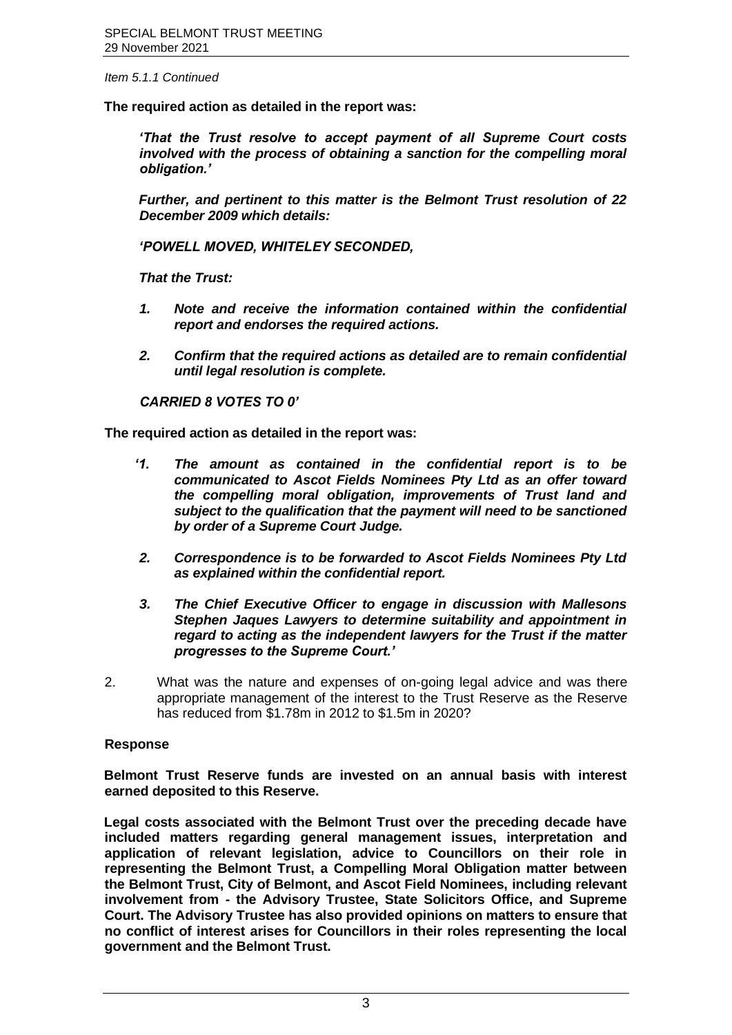*Item 5.1.1 Continued*

**The required action as detailed in the report was:**

> ***'That the Trust resolve to accept payment of all Supreme Court costs involved with the process of obtaining a sanction for the compelling moral obligation.'***
>
> ***Further, and pertinent to this matter is the Belmont Trust resolution of 22 December 2009 which details:***
>
> ***'POWELL MOVED, WHITELEY SECONDED,***
>
> ***That the Trust:***
>
> 1. ***Note and receive the information contained within the confidential report and endorses the required actions.***
> 2. ***Confirm that the required actions as detailed are to remain confidential until legal resolution is complete.***
>
> ***CARRIED 8 VOTES TO 0'***

**The required action as detailed in the report was:**

> ***'1. The amount as contained in the confidential report is to be communicated to Ascot Fields Nominees Pty Ltd as an offer toward the compelling moral obligation, improvements of Trust land and subject to the qualification that the payment will need to be sanctioned by order of a Supreme Court Judge.***
>
> ***2. Correspondence is to be forwarded to Ascot Fields Nominees Pty Ltd as explained within the confidential report.***
>
> ***3. The Chief Executive Officer to engage in discussion with Mallesons Stephen Jaques Lawyers to determine suitability and appointment in regard to acting as the independent lawyers for the Trust if the matter progresses to the Supreme Court.'***

2. What was the nature and expenses of on-going legal advice and was there appropriate management of the interest to the Trust Reserve as the Reserve has reduced from $1.78m in 2012 to $1.5m in 2020?

**Response**

**Belmont Trust Reserve funds are invested on an annual basis with interest earned deposited to this Reserve.**

**Legal costs associated with the Belmont Trust over the preceding decade have included matters regarding general management issues, interpretation and application of relevant legislation, advice to Councillors on their role in representing the Belmont Trust, a Compelling Moral Obligation matter between the Belmont Trust, City of Belmont, and Ascot Field Nominees, including relevant involvement from - the Advisory Trustee, State Solicitors Office, and Supreme Court. The Advisory Trustee has also provided opinions on matters to ensure that no conflict of interest arises for Councillors in their roles representing the local government and the Belmont Trust.**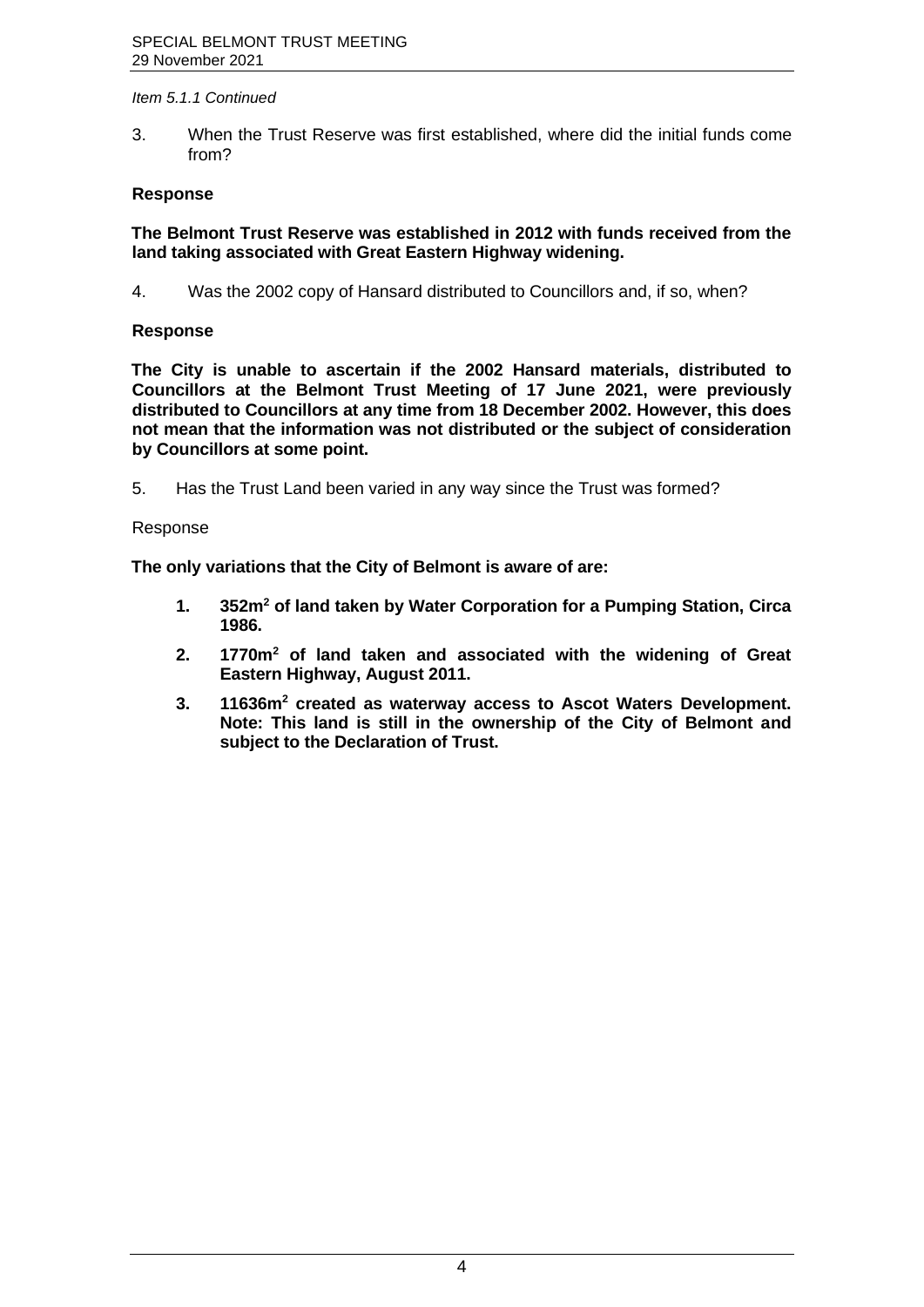*Item 5.1.1 Continued*

3. When the Trust Reserve was first established, where did the initial funds come from?

**Response**

**The Belmont Trust Reserve was established in 2012 with funds received from the land taking associated with Great Eastern Highway widening.**

4. Was the 2002 copy of Hansard distributed to Councillors and, if so, when?

**Response**

**The City is unable to ascertain if the 2002 Hansard materials, distributed to Councillors at the Belmont Trust Meeting of 17 June 2021, were previously distributed to Councillors at any time from 18 December 2002. However, this does not mean that the information was not distributed or the subject of consideration by Councillors at some point.**

5. Has the Trust Land been varied in any way since the Trust was formed?

Response

**The only variations that the City of Belmont is aware of are:**

1. **352m$^2$ of land taken by Water Corporation for a Pumping Station, Circa 1986.**
2. **1770m$^2$ of land taken and associated with the widening of Great Eastern Highway, August 2011.**
3. **11636m$^2$ created as waterway access to Ascot Waters Development. Note: This land is still in the ownership of the City of Belmont and subject to the Declaration of Trust.**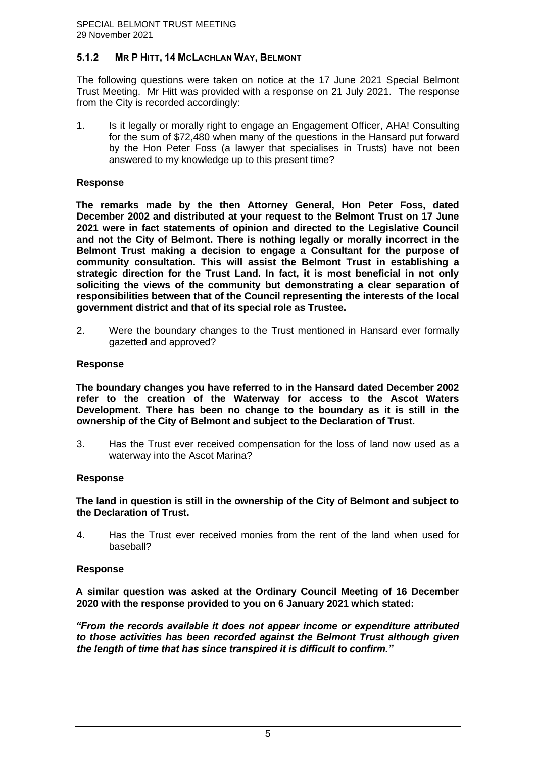### 5.1.2 MR P HITT, 14 MCLACHLAN WAY, BELMONT

The following questions were taken on notice at the 17 June 2021 Special Belmont Trust Meeting. Mr Hitt was provided with a response on 21 July 2021. The response from the City is recorded accordingly:

1. Is it legally or morally right to engage an Engagement Officer, AHA! Consulting for the sum of $72,480 when many of the questions in the Hansard put forward by the Hon Peter Foss (a lawyer that specialises in Trusts) have not been answered to my knowledge up to this present time?

**Response**

**The remarks made by the then Attorney General, Hon Peter Foss, dated December 2002 and distributed at your request to the Belmont Trust on 17 June 2021 were in fact statements of opinion and directed to the Legislative Council and not the City of Belmont. There is nothing legally or morally incorrect in the Belmont Trust making a decision to engage a Consultant for the purpose of community consultation. This will assist the Belmont Trust in establishing a strategic direction for the Trust Land. In fact, it is most beneficial in not only soliciting the views of the community but demonstrating a clear separation of responsibilities between that of the Council representing the interests of the local government district and that of its special role as Trustee.**

2. Were the boundary changes to the Trust mentioned in Hansard ever formally gazetted and approved?

**Response**

**The boundary changes you have referred to in the Hansard dated December 2002 refer to the creation of the Waterway for access to the Ascot Waters Development. There has been no change to the boundary as it is still in the ownership of the City of Belmont and subject to the Declaration of Trust.**

3. Has the Trust ever received compensation for the loss of land now used as a waterway into the Ascot Marina?

**Response**

**The land in question is still in the ownership of the City of Belmont and subject to the Declaration of Trust.**

4. Has the Trust ever received monies from the rent of the land when used for baseball?

**Response**

**A similar question was asked at the Ordinary Council Meeting of 16 December 2020 with the response provided to you on 6 January 2021 which stated:**

***"From the records available it does not appear income or expenditure attributed to those activities has been recorded against the Belmont Trust although given the length of time that has since transpired it is difficult to confirm."***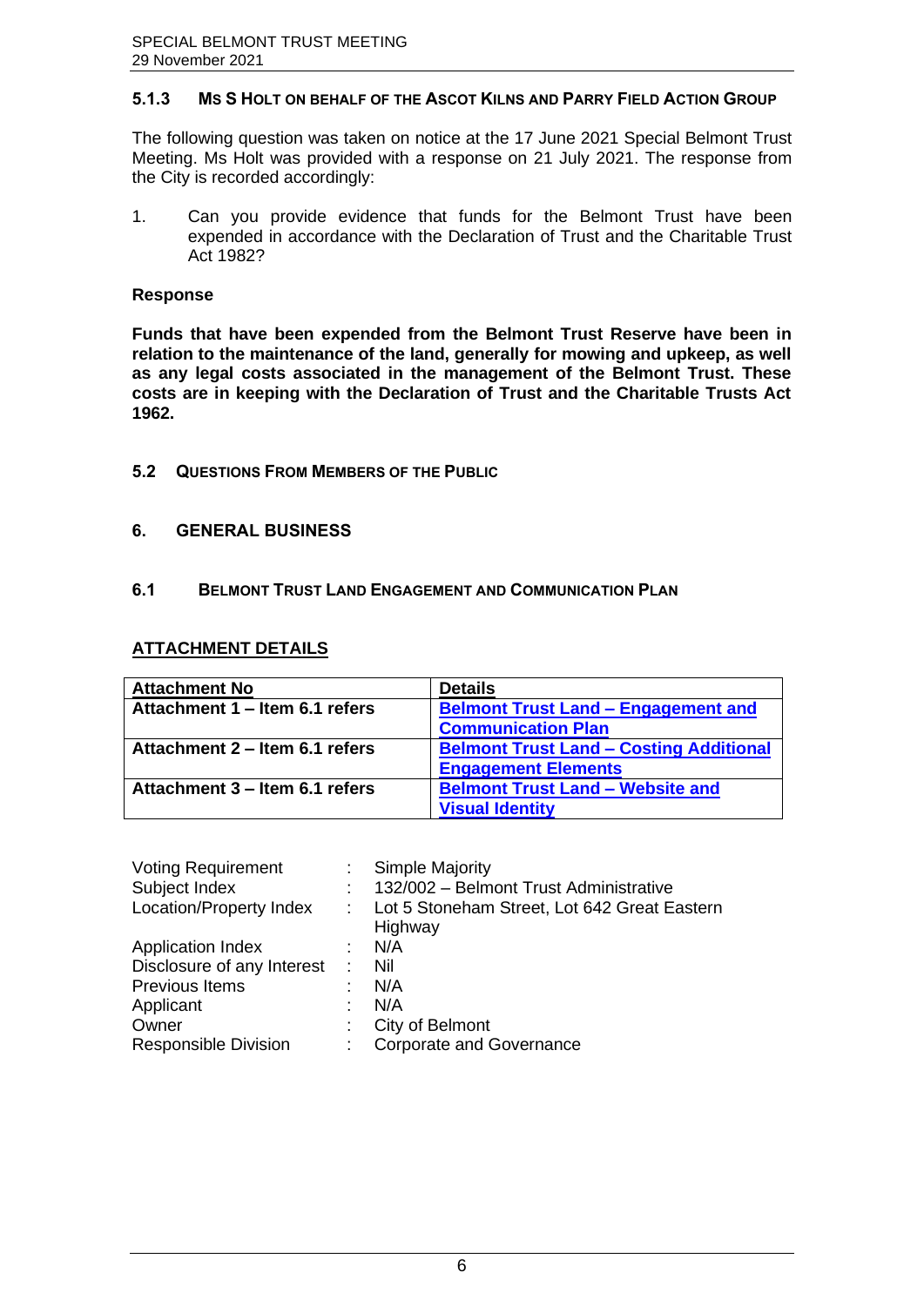### 5.1.3 MS S HOLT ON BEHALF OF THE ASCOT KILNS AND PARRY FIELD ACTION GROUP

The following question was taken on notice at the 17 June 2021 Special Belmont Trust Meeting. Ms Holt was provided with a response on 21 July 2021. The response from the City is recorded accordingly:

1. Can you provide evidence that funds for the Belmont Trust have been expended in accordance with the Declaration of Trust and the Charitable Trust Act 1982?

**Response**

**Funds that have been expended from the Belmont Trust Reserve have been in relation to the maintenance of the land, generally for mowing and upkeep, as well as any legal costs associated in the management of the Belmont Trust. These costs are in keeping with the Declaration of Trust and the Charitable Trusts Act 1962.**

### 5.2 QUESTIONS FROM MEMBERS OF THE PUBLIC

## 6. GENERAL BUSINESS

### 6.1 BELMONT TRUST LAND ENGAGEMENT AND COMMUNICATION PLAN

**ATTACHMENT DETAILS**

| Attachment No | Details |
|---|---|
| **Attachment 1 – Item 6.1 refers** | **Belmont Trust Land – Engagement and Communication Plan** |
| **Attachment 2 – Item 6.1 refers** | **Belmont Trust Land – Costing Additional Engagement Elements** |
| **Attachment 3 – Item 6.1 refers** | **Belmont Trust Land – Website and Visual Identity** |

| | | |
|---|---|---|
| Voting Requirement | : | Simple Majority |
| Subject Index | : | 132/002 – Belmont Trust Administrative |
| Location/Property Index | : | Lot 5 Stoneham Street, Lot 642 Great Eastern Highway |
| Application Index | : | N/A |
| Disclosure of any Interest | : | Nil |
| Previous Items | : | N/A |
| Applicant | : | N/A |
| Owner | : | City of Belmont |
| Responsible Division | : | Corporate and Governance |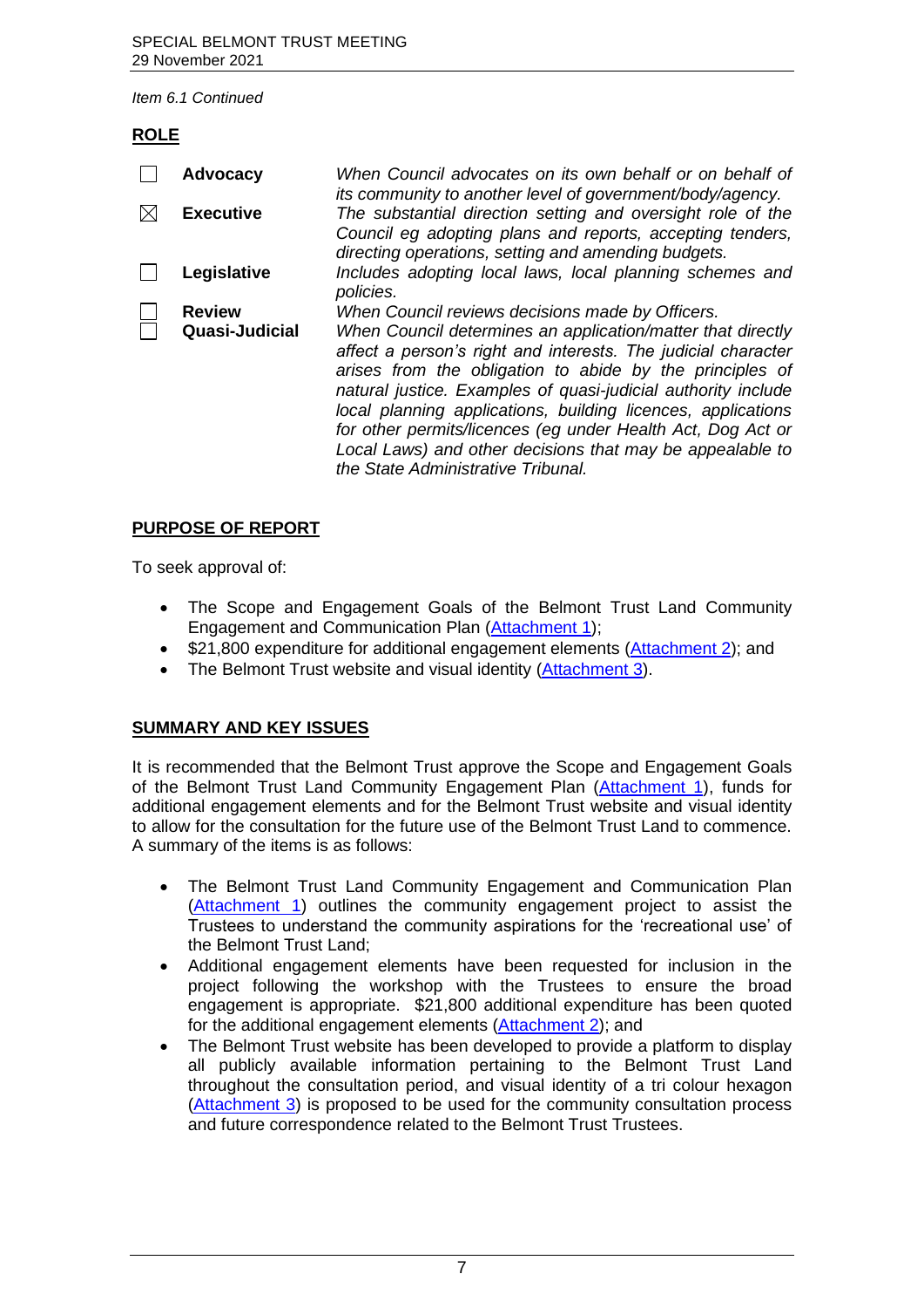*Item 6.1 Continued*

**ROLE**

| | | |
|---|---|---|
| ☐ | **Advocacy** | *When Council advocates on its own behalf or on behalf of its community to another level of government/body/agency.* |
| ☒ | **Executive** | *The substantial direction setting and oversight role of the Council eg adopting plans and reports, accepting tenders, directing operations, setting and amending budgets.* |
| ☐ | **Legislative** | *Includes adopting local laws, local planning schemes and policies.* |
| ☐ | **Review** | *When Council reviews decisions made by Officers.* |
| ☐ | **Quasi-Judicial** | *When Council determines an application/matter that directly affect a person's right and interests. The judicial character arises from the obligation to abide by the principles of natural justice. Examples of quasi-judicial authority include local planning applications, building licences, applications for other permits/licences (eg under Health Act, Dog Act or Local Laws) and other decisions that may be appealable to the State Administrative Tribunal.* |

**PURPOSE OF REPORT**

To seek approval of:

- The Scope and Engagement Goals of the Belmont Trust Land Community Engagement and Communication Plan (Attachment 1);
- $21,800 expenditure for additional engagement elements (Attachment 2); and
- The Belmont Trust website and visual identity (Attachment 3).

**SUMMARY AND KEY ISSUES**

It is recommended that the Belmont Trust approve the Scope and Engagement Goals of the Belmont Trust Land Community Engagement Plan (Attachment 1), funds for additional engagement elements and for the Belmont Trust website and visual identity to allow for the consultation for the future use of the Belmont Trust Land to commence. A summary of the items is as follows:

- The Belmont Trust Land Community Engagement and Communication Plan (Attachment 1) outlines the community engagement project to assist the Trustees to understand the community aspirations for the 'recreational use' of the Belmont Trust Land;
- Additional engagement elements have been requested for inclusion in the project following the workshop with the Trustees to ensure the broad engagement is appropriate. $21,800 additional expenditure has been quoted for the additional engagement elements (Attachment 2); and
- The Belmont Trust website has been developed to provide a platform to display all publicly available information pertaining to the Belmont Trust Land throughout the consultation period, and visual identity of a tri colour hexagon (Attachment 3) is proposed to be used for the community consultation process and future correspondence related to the Belmont Trust Trustees.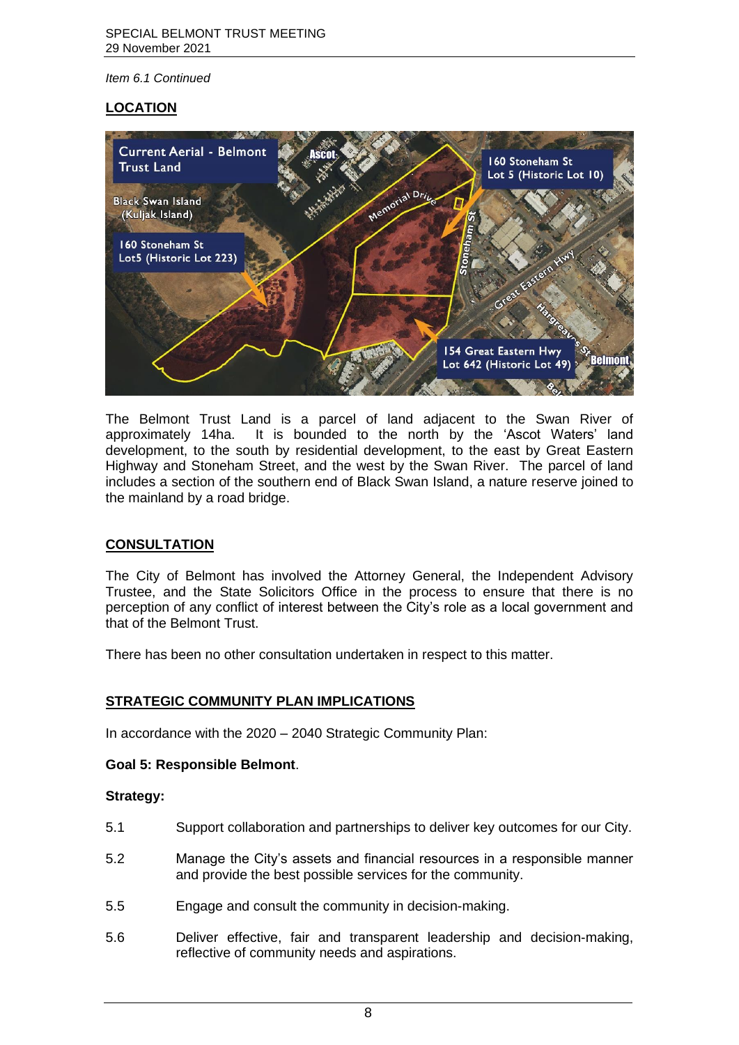*Item 6.1 Continued*

## LOCATION

The Belmont Trust Land is a parcel of land adjacent to the Swan River of approximately 14ha. It is bounded to the north by the 'Ascot Waters' land development, to the south by residential development, to the east by Great Eastern Highway and Stoneham Street, and the west by the Swan River. The parcel of land includes a section of the southern end of Black Swan Island, a nature reserve joined to the mainland by a road bridge.

## CONSULTATION

The City of Belmont has involved the Attorney General, the Independent Advisory Trustee, and the State Solicitors Office in the process to ensure that there is no perception of any conflict of interest between the City's role as a local government and that of the Belmont Trust.

There has been no other consultation undertaken in respect to this matter.

## STRATEGIC COMMUNITY PLAN IMPLICATIONS

In accordance with the 2020 – 2040 Strategic Community Plan:

**Goal 5: Responsible Belmont**.

**Strategy:**

5.1 Support collaboration and partnerships to deliver key outcomes for our City.

5.2 Manage the City's assets and financial resources in a responsible manner and provide the best possible services for the community.

5.5 Engage and consult the community in decision-making.

5.6 Deliver effective, fair and transparent leadership and decision-making, reflective of community needs and aspirations.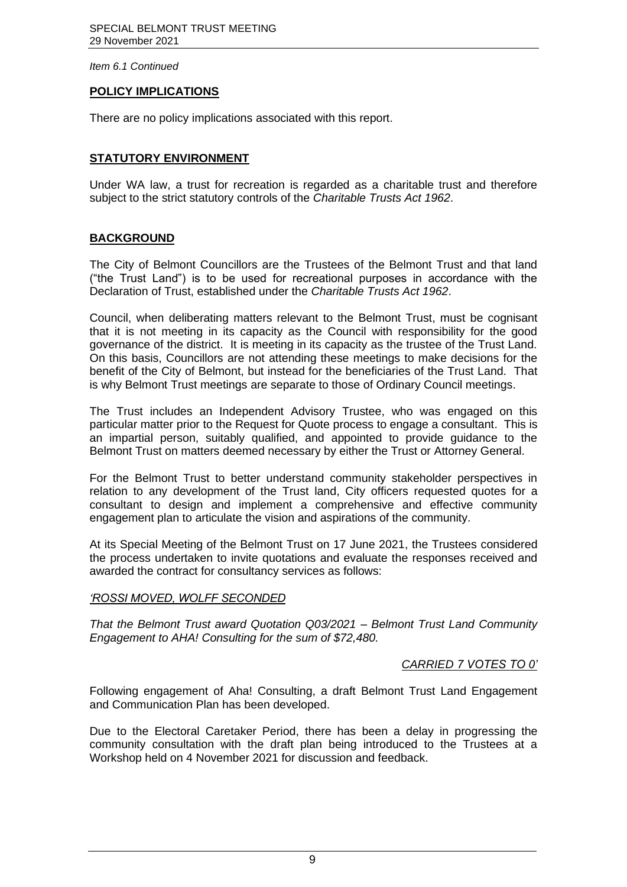*Item 6.1 Continued*

## POLICY IMPLICATIONS

There are no policy implications associated with this report.

## STATUTORY ENVIRONMENT

Under WA law, a trust for recreation is regarded as a charitable trust and therefore subject to the strict statutory controls of the *Charitable Trusts Act 1962*.

## BACKGROUND

The City of Belmont Councillors are the Trustees of the Belmont Trust and that land ("the Trust Land") is to be used for recreational purposes in accordance with the Declaration of Trust, established under the *Charitable Trusts Act 1962*.

Council, when deliberating matters relevant to the Belmont Trust, must be cognisant that it is not meeting in its capacity as the Council with responsibility for the good governance of the district. It is meeting in its capacity as the trustee of the Trust Land. On this basis, Councillors are not attending these meetings to make decisions for the benefit of the City of Belmont, but instead for the beneficiaries of the Trust Land. That is why Belmont Trust meetings are separate to those of Ordinary Council meetings.

The Trust includes an Independent Advisory Trustee, who was engaged on this particular matter prior to the Request for Quote process to engage a consultant. This is an impartial person, suitably qualified, and appointed to provide guidance to the Belmont Trust on matters deemed necessary by either the Trust or Attorney General.

For the Belmont Trust to better understand community stakeholder perspectives in relation to any development of the Trust land, City officers requested quotes for a consultant to design and implement a comprehensive and effective community engagement plan to articulate the vision and aspirations of the community.

At its Special Meeting of the Belmont Trust on 17 June 2021, the Trustees considered the process undertaken to invite quotations and evaluate the responses received and awarded the contract for consultancy services as follows:

*'ROSSI MOVED, WOLFF SECONDED*

*That the Belmont Trust award Quotation Q03/2021 – Belmont Trust Land Community Engagement to AHA! Consulting for the sum of $72,480.*

*CARRIED 7 VOTES TO 0'*

Following engagement of Aha! Consulting, a draft Belmont Trust Land Engagement and Communication Plan has been developed.

Due to the Electoral Caretaker Period, there has been a delay in progressing the community consultation with the draft plan being introduced to the Trustees at a Workshop held on 4 November 2021 for discussion and feedback.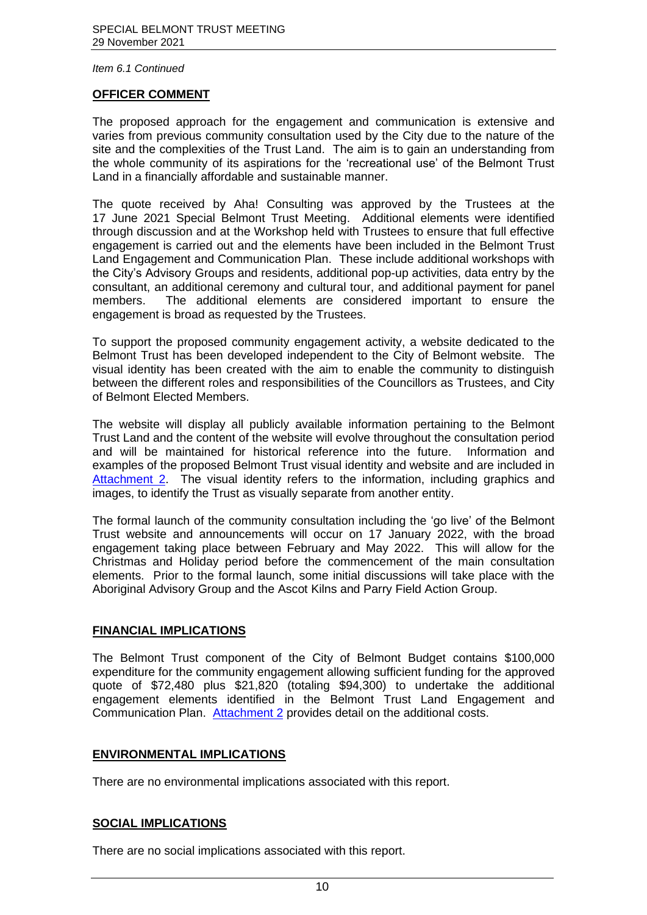*Item 6.1 Continued*

**OFFICER COMMENT**

The proposed approach for the engagement and communication is extensive and varies from previous community consultation used by the City due to the nature of the site and the complexities of the Trust Land. The aim is to gain an understanding from the whole community of its aspirations for the 'recreational use' of the Belmont Trust Land in a financially affordable and sustainable manner.

The quote received by Aha! Consulting was approved by the Trustees at the 17 June 2021 Special Belmont Trust Meeting. Additional elements were identified through discussion and at the Workshop held with Trustees to ensure that full effective engagement is carried out and the elements have been included in the Belmont Trust Land Engagement and Communication Plan. These include additional workshops with the City's Advisory Groups and residents, additional pop-up activities, data entry by the consultant, an additional ceremony and cultural tour, and additional payment for panel members. The additional elements are considered important to ensure the engagement is broad as requested by the Trustees.

To support the proposed community engagement activity, a website dedicated to the Belmont Trust has been developed independent to the City of Belmont website. The visual identity has been created with the aim to enable the community to distinguish between the different roles and responsibilities of the Councillors as Trustees, and City of Belmont Elected Members.

The website will display all publicly available information pertaining to the Belmont Trust Land and the content of the website will evolve throughout the consultation period and will be maintained for historical reference into the future. Information and examples of the proposed Belmont Trust visual identity and website and are included in Attachment 2. The visual identity refers to the information, including graphics and images, to identify the Trust as visually separate from another entity.

The formal launch of the community consultation including the 'go live' of the Belmont Trust website and announcements will occur on 17 January 2022, with the broad engagement taking place between February and May 2022. This will allow for the Christmas and Holiday period before the commencement of the main consultation elements. Prior to the formal launch, some initial discussions will take place with the Aboriginal Advisory Group and the Ascot Kilns and Parry Field Action Group.

**FINANCIAL IMPLICATIONS**

The Belmont Trust component of the City of Belmont Budget contains $100,000 expenditure for the community engagement allowing sufficient funding for the approved quote of $72,480 plus $21,820 (totaling $94,300) to undertake the additional engagement elements identified in the Belmont Trust Land Engagement and Communication Plan. Attachment 2 provides detail on the additional costs.

**ENVIRONMENTAL IMPLICATIONS**

There are no environmental implications associated with this report.

**SOCIAL IMPLICATIONS**

There are no social implications associated with this report.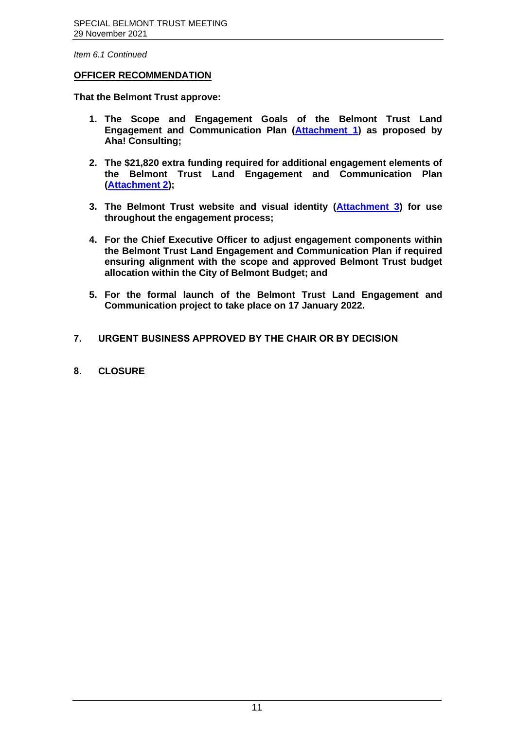*Item 6.1 Continued*

**OFFICER RECOMMENDATION**

**That the Belmont Trust approve:**

1. **The Scope and Engagement Goals of the Belmont Trust Land Engagement and Communication Plan (Attachment 1) as proposed by Aha! Consulting;**

2. **The $21,820 extra funding required for additional engagement elements of the Belmont Trust Land Engagement and Communication Plan (Attachment 2);**

3. **The Belmont Trust website and visual identity (Attachment 3) for use throughout the engagement process;**

4. **For the Chief Executive Officer to adjust engagement components within the Belmont Trust Land Engagement and Communication Plan if required ensuring alignment with the scope and approved Belmont Trust budget allocation within the City of Belmont Budget; and**

5. **For the formal launch of the Belmont Trust Land Engagement and Communication project to take place on 17 January 2022.**

## 7. URGENT BUSINESS APPROVED BY THE CHAIR OR BY DECISION

## 8. CLOSURE